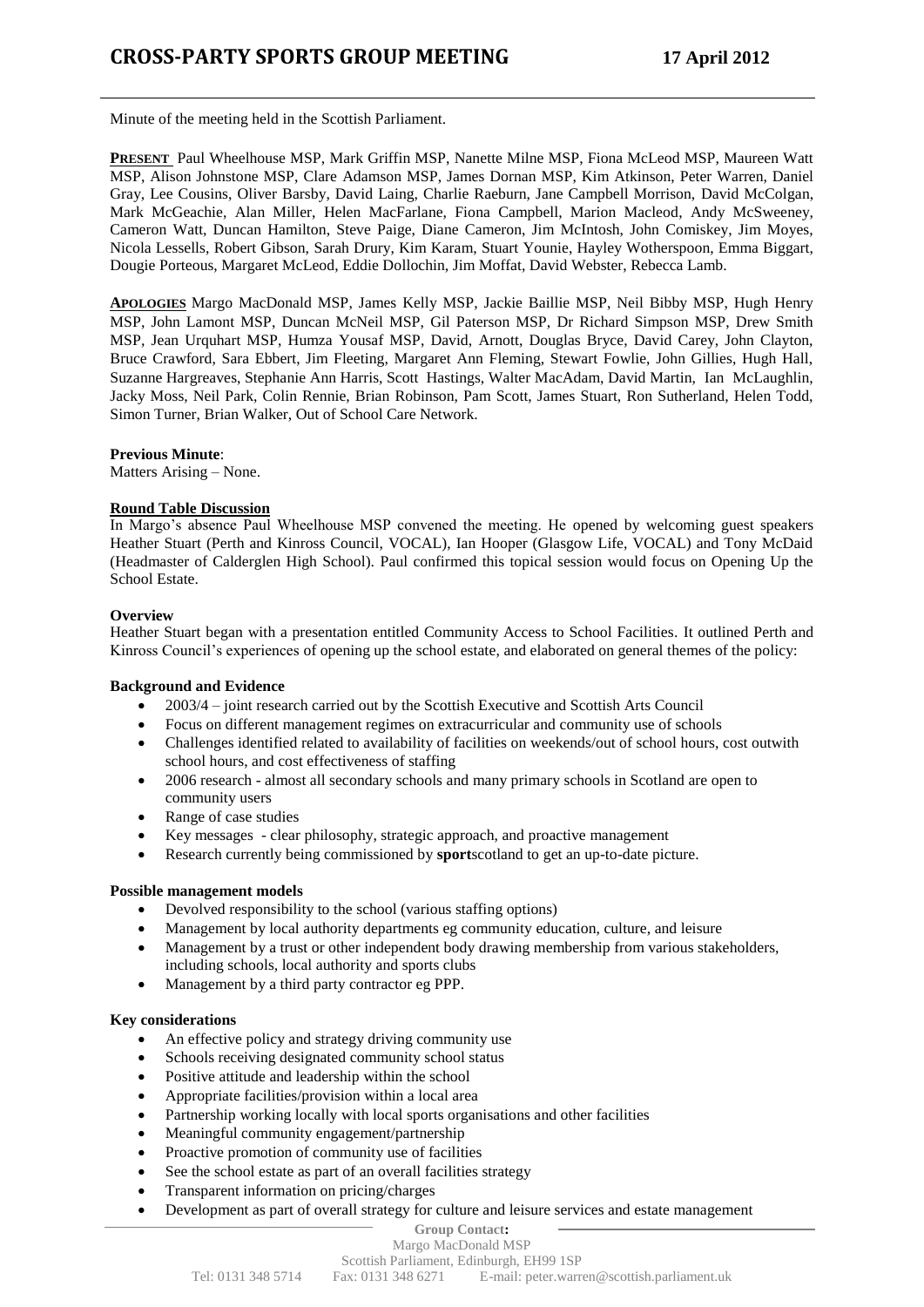# CROSS-PARTY SPORTS GROUP MEETING 17 April 2012

Minute of the meeting held in the Scottish Parliament.

**PRESENT** Paul Wheelhouse MSP, Mark Griffin MSP, Nanette Milne MSP, Fiona McLeod MSP, Maureen Watt MSP, Alison Johnstone MSP, Clare Adamson MSP, James Dornan MSP, Kim Atkinson, Peter Warren, Daniel Gray, Lee Cousins, Oliver Barsby, David Laing, Charlie Raeburn, Jane Campbell Morrison, David McColgan, Mark McGeachie, Alan Miller, Helen MacFarlane, Fiona Campbell, Marion Macleod, Andy McSweeney, Cameron Watt, Duncan Hamilton, Steve Paige, Diane Cameron, Jim McIntosh, John Comiskey, Jim Moyes, Nicola Lessells, Robert Gibson, Sarah Drury, Kim Karam, Stuart Younie, Hayley Wotherspoon, Emma Biggart, Dougie Porteous, Margaret McLeod, Eddie Dollochin, Jim Moffat, David Webster, Rebecca Lamb.

**APOLOGIES** Margo MacDonald MSP, James Kelly MSP, Jackie Baillie MSP, Neil Bibby MSP, Hugh Henry MSP, John Lamont MSP, Duncan McNeil MSP, Gil Paterson MSP, Dr Richard Simpson MSP, Drew Smith MSP, Jean Urquhart MSP, Humza Yousaf MSP, David, Arnott, Douglas Bryce, David Carey, John Clayton, Bruce Crawford, Sara Ebbert, Jim Fleeting, Margaret Ann Fleming, Stewart Fowlie, John Gillies, Hugh Hall, Suzanne Hargreaves, Stephanie Ann Harris, Scott Hastings, Walter MacAdam, David Martin, Ian McLaughlin, Jacky Moss, Neil Park, Colin Rennie, Brian Robinson, Pam Scott, James Stuart, Ron Sutherland, Helen Todd, Simon Turner, Brian Walker, Out of School Care Network.

**Previous Minute**:

Matters Arising – None.

**Round Table Discussion**

In Margo's absence Paul Wheelhouse MSP convened the meeting. He opened by welcoming guest speakers Heather Stuart (Perth and Kinross Council, VOCAL), Ian Hooper (Glasgow Life, VOCAL) and Tony McDaid (Headmaster of Calderglen High School). Paul confirmed this topical session would focus on Opening Up the School Estate.

**Overview**

Heather Stuart began with a presentation entitled Community Access to School Facilities. It outlined Perth and Kinross Council's experiences of opening up the school estate, and elaborated on general themes of the policy:

**Background and Evidence**

- 2003/4 – joint research carried out by the Scottish Executive and Scottish Arts Council
- Focus on different management regimes on extracurricular and community use of schools
- Challenges identified related to availability of facilities on weekends/out of school hours, cost outwith school hours, and cost effectiveness of staffing
- 2006 research - almost all secondary schools and many primary schools in Scotland are open to community users
- Range of case studies
- Key messages - clear philosophy, strategic approach, and proactive management
- Research currently being commissioned by **sport**scotland to get an up-to-date picture.

**Possible management models**

- Devolved responsibility to the school (various staffing options)
- Management by local authority departments eg community education, culture, and leisure
- Management by a trust or other independent body drawing membership from various stakeholders, including schools, local authority and sports clubs
- Management by a third party contractor eg PPP.

**Key considerations**

- An effective policy and strategy driving community use
- Schools receiving designated community school status
- Positive attitude and leadership within the school
- Appropriate facilities/provision within a local area
- Partnership working locally with local sports organisations and other facilities
- Meaningful community engagement/partnership
- Proactive promotion of community use of facilities
- See the school estate as part of an overall facilities strategy
- Transparent information on pricing/charges
- Development as part of overall strategy for culture and leisure services and estate management

**Group Contact:**
Margo MacDonald MSP
Scottish Parliament, Edinburgh, EH99 1SP
Tel: 0131 348 5714 Fax: 0131 348 6271 E-mail: peter.warren@scottish.parliament.uk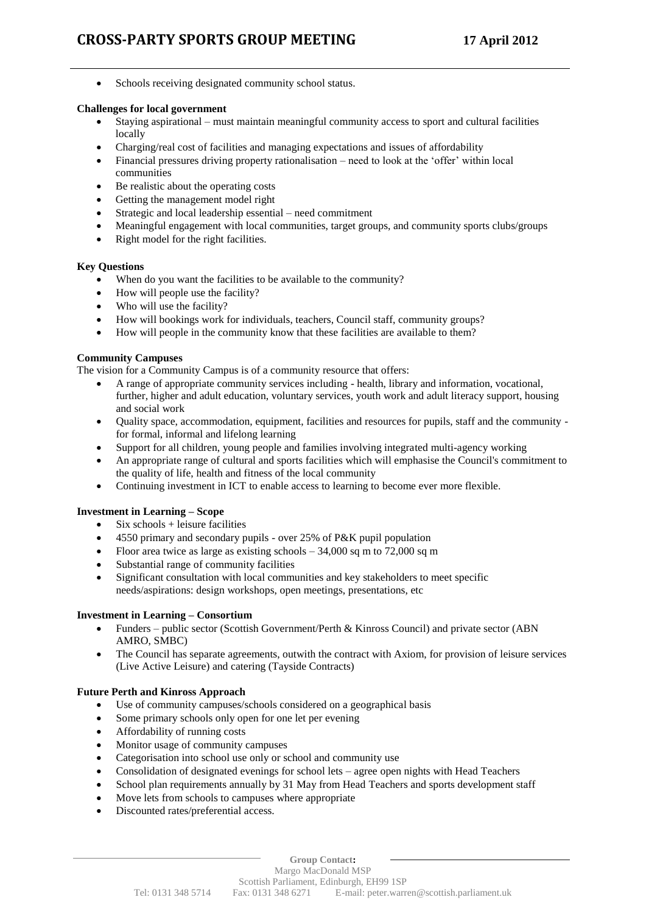- Schools receiving designated community school status.

**Challenges for local government**

- Staying aspirational – must maintain meaningful community access to sport and cultural facilities locally
- Charging/real cost of facilities and managing expectations and issues of affordability
- Financial pressures driving property rationalisation – need to look at the 'offer' within local communities
- Be realistic about the operating costs
- Getting the management model right
- Strategic and local leadership essential – need commitment
- Meaningful engagement with local communities, target groups, and community sports clubs/groups
- Right model for the right facilities.

**Key Questions**

- When do you want the facilities to be available to the community?
- How will people use the facility?
- Who will use the facility?
- How will bookings work for individuals, teachers, Council staff, community groups?
- How will people in the community know that these facilities are available to them?

**Community Campuses**

The vision for a Community Campus is of a community resource that offers:

- A range of appropriate community services including - health, library and information, vocational, further, higher and adult education, voluntary services, youth work and adult literacy support, housing and social work
- Quality space, accommodation, equipment, facilities and resources for pupils, staff and the community - for formal, informal and lifelong learning
- Support for all children, young people and families involving integrated multi-agency working
- An appropriate range of cultural and sports facilities which will emphasise the Council's commitment to the quality of life, health and fitness of the local community
- Continuing investment in ICT to enable access to learning to become ever more flexible.

**Investment in Learning – Scope**

- Six schools + leisure facilities
- 4550 primary and secondary pupils - over 25% of P&K pupil population
- Floor area twice as large as existing schools – 34,000 sq m to 72,000 sq m
- Substantial range of community facilities
- Significant consultation with local communities and key stakeholders to meet specific needs/aspirations: design workshops, open meetings, presentations, etc

**Investment in Learning – Consortium**

- Funders – public sector (Scottish Government/Perth & Kinross Council) and private sector (ABN AMRO, SMBC)
- The Council has separate agreements, outwith the contract with Axiom, for provision of leisure services (Live Active Leisure) and catering (Tayside Contracts)

**Future Perth and Kinross Approach**

- Use of community campuses/schools considered on a geographical basis
- Some primary schools only open for one let per evening
- Affordability of running costs
- Monitor usage of community campuses
- Categorisation into school use only or school and community use
- Consolidation of designated evenings for school lets – agree open nights with Head Teachers
- School plan requirements annually by 31 May from Head Teachers and sports development staff
- Move lets from schools to campuses where appropriate
- Discounted rates/preferential access.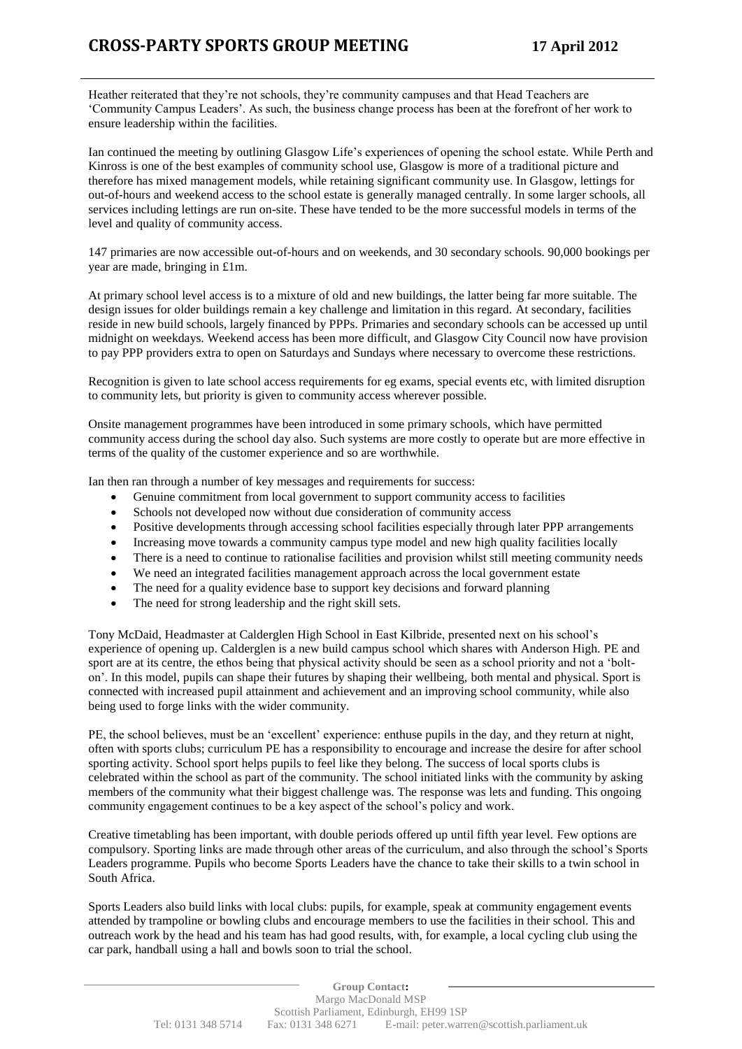Heather reiterated that they're not schools, they're community campuses and that Head Teachers are 'Community Campus Leaders'. As such, the business change process has been at the forefront of her work to ensure leadership within the facilities.

Ian continued the meeting by outlining Glasgow Life's experiences of opening the school estate. While Perth and Kinross is one of the best examples of community school use, Glasgow is more of a traditional picture and therefore has mixed management models, while retaining significant community use. In Glasgow, lettings for out-of-hours and weekend access to the school estate is generally managed centrally. In some larger schools, all services including lettings are run on-site. These have tended to be the more successful models in terms of the level and quality of community access.

147 primaries are now accessible out-of-hours and on weekends, and 30 secondary schools. 90,000 bookings per year are made, bringing in £1m.

At primary school level access is to a mixture of old and new buildings, the latter being far more suitable. The design issues for older buildings remain a key challenge and limitation in this regard. At secondary, facilities reside in new build schools, largely financed by PPPs. Primaries and secondary schools can be accessed up until midnight on weekdays. Weekend access has been more difficult, and Glasgow City Council now have provision to pay PPP providers extra to open on Saturdays and Sundays where necessary to overcome these restrictions.

Recognition is given to late school access requirements for eg exams, special events etc, with limited disruption to community lets, but priority is given to community access wherever possible.

Onsite management programmes have been introduced in some primary schools, which have permitted community access during the school day also. Such systems are more costly to operate but are more effective in terms of the quality of the customer experience and so are worthwhile.

Ian then ran through a number of key messages and requirements for success:

- Genuine commitment from local government to support community access to facilities
- Schools not developed now without due consideration of community access
- Positive developments through accessing school facilities especially through later PPP arrangements
- Increasing move towards a community campus type model and new high quality facilities locally
- There is a need to continue to rationalise facilities and provision whilst still meeting community needs
- We need an integrated facilities management approach across the local government estate
- The need for a quality evidence base to support key decisions and forward planning
- The need for strong leadership and the right skill sets.

Tony McDaid, Headmaster at Calderglen High School in East Kilbride, presented next on his school's experience of opening up. Calderglen is a new build campus school which shares with Anderson High. PE and sport are at its centre, the ethos being that physical activity should be seen as a school priority and not a 'bolt-on'. In this model, pupils can shape their futures by shaping their wellbeing, both mental and physical. Sport is connected with increased pupil attainment and achievement and an improving school community, while also being used to forge links with the wider community.

PE, the school believes, must be an 'excellent' experience: enthuse pupils in the day, and they return at night, often with sports clubs; curriculum PE has a responsibility to encourage and increase the desire for after school sporting activity. School sport helps pupils to feel like they belong. The success of local sports clubs is celebrated within the school as part of the community. The school initiated links with the community by asking members of the community what their biggest challenge was. The response was lets and funding. This ongoing community engagement continues to be a key aspect of the school's policy and work.

Creative timetabling has been important, with double periods offered up until fifth year level. Few options are compulsory. Sporting links are made through other areas of the curriculum, and also through the school's Sports Leaders programme. Pupils who become Sports Leaders have the chance to take their skills to a twin school in South Africa.

Sports Leaders also build links with local clubs: pupils, for example, speak at community engagement events attended by trampoline or bowling clubs and encourage members to use the facilities in their school. This and outreach work by the head and his team has had good results, with, for example, a local cycling club using the car park, handball using a hall and bowls soon to trial the school.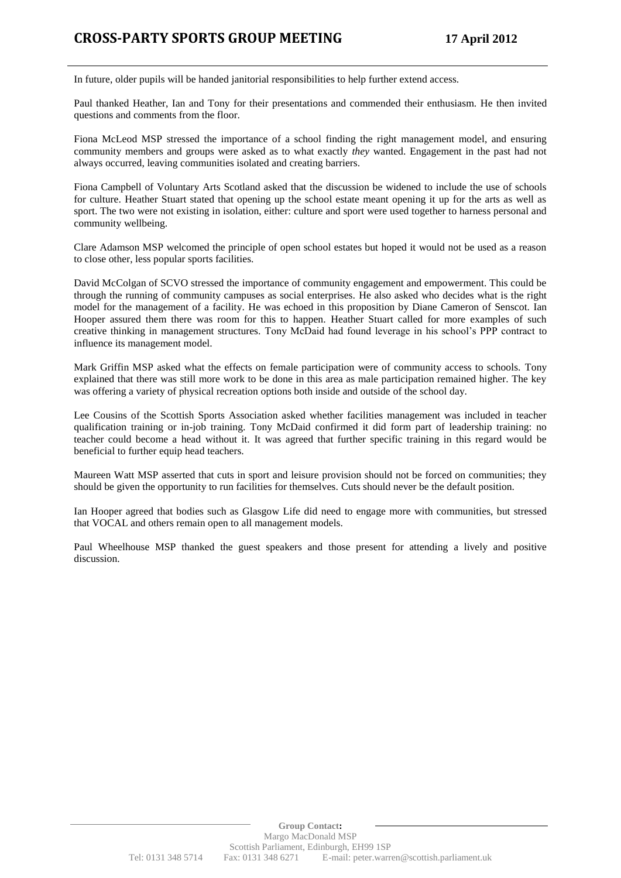In future, older pupils will be handed janitorial responsibilities to help further extend access.

Paul thanked Heather, Ian and Tony for their presentations and commended their enthusiasm. He then invited questions and comments from the floor.

Fiona McLeod MSP stressed the importance of a school finding the right management model, and ensuring community members and groups were asked as to what exactly *they* wanted. Engagement in the past had not always occurred, leaving communities isolated and creating barriers.

Fiona Campbell of Voluntary Arts Scotland asked that the discussion be widened to include the use of schools for culture. Heather Stuart stated that opening up the school estate meant opening it up for the arts as well as sport. The two were not existing in isolation, either: culture and sport were used together to harness personal and community wellbeing.

Clare Adamson MSP welcomed the principle of open school estates but hoped it would not be used as a reason to close other, less popular sports facilities.

David McColgan of SCVO stressed the importance of community engagement and empowerment. This could be through the running of community campuses as social enterprises. He also asked who decides what is the right model for the management of a facility. He was echoed in this proposition by Diane Cameron of Senscot. Ian Hooper assured them there was room for this to happen. Heather Stuart called for more examples of such creative thinking in management structures. Tony McDaid had found leverage in his school's PPP contract to influence its management model.

Mark Griffin MSP asked what the effects on female participation were of community access to schools. Tony explained that there was still more work to be done in this area as male participation remained higher. The key was offering a variety of physical recreation options both inside and outside of the school day.

Lee Cousins of the Scottish Sports Association asked whether facilities management was included in teacher qualification training or in-job training. Tony McDaid confirmed it did form part of leadership training: no teacher could become a head without it. It was agreed that further specific training in this regard would be beneficial to further equip head teachers.

Maureen Watt MSP asserted that cuts in sport and leisure provision should not be forced on communities; they should be given the opportunity to run facilities for themselves. Cuts should never be the default position.

Ian Hooper agreed that bodies such as Glasgow Life did need to engage more with communities, but stressed that VOCAL and others remain open to all management models.

Paul Wheelhouse MSP thanked the guest speakers and those present for attending a lively and positive discussion.